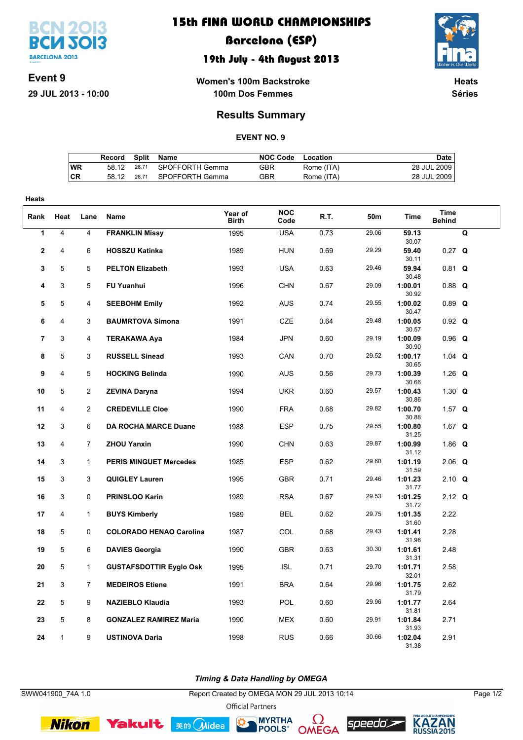# 15th FINA WORLD CHAMPIONSHIPS

## Barcelona (ESP)

### 19th July - 4th August 2013

**Event 9**

**29 JUL 2013 - 10:00**

**Women's 100m Backstroke**

**100m Dos Femmes**

**Heats**

**Séries**

## Results Summary

**EVENT NO. 9**

| | Record | Split | Name | NOC Code | Location | Date |
|---|---|---|---|---|---|---|
| WR | 58.12 | 28.71 | SPOFFORTH Gemma | GBR | Rome (ITA) | 28 JUL 2009 |
| CR | 58.12 | 28.71 | SPOFFORTH Gemma | GBR | Rome (ITA) | 28 JUL 2009 |

**Heats**

| Rank | Heat | Lane | Name | Year of Birth | NOC Code | R.T. | 50m | Time | Time Behind | |
|---|---|---|---|---|---|---|---|---|---|---|
| 1 | 4 | 4 | **FRANKLIN Missy** | 1995 | USA | 0.73 | 29.06 | **59.13** 30.07 | | Q |
| 2 | 4 | 6 | **HOSSZU Katinka** | 1989 | HUN | 0.69 | 29.29 | **59.40** 30.11 | 0.27 | Q |
| 3 | 5 | 5 | **PELTON Elizabeth** | 1993 | USA | 0.63 | 29.46 | **59.94** 30.48 | 0.81 | Q |
| 4 | 3 | 5 | **FU Yuanhui** | 1996 | CHN | 0.67 | 29.09 | **1:00.01** 30.92 | 0.88 | Q |
| 5 | 5 | 4 | **SEEBOHM Emily** | 1992 | AUS | 0.74 | 29.55 | **1:00.02** 30.47 | 0.89 | Q |
| 6 | 4 | 3 | **BAUMRTOVA Simona** | 1991 | CZE | 0.64 | 29.48 | **1:00.05** 30.57 | 0.92 | Q |
| 7 | 3 | 4 | **TERAKAWA Aya** | 1984 | JPN | 0.60 | 29.19 | **1:00.09** 30.90 | 0.96 | Q |
| 8 | 5 | 3 | **RUSSELL Sinead** | 1993 | CAN | 0.70 | 29.52 | **1:00.17** 30.65 | 1.04 | Q |
| 9 | 4 | 5 | **HOCKING Belinda** | 1990 | AUS | 0.56 | 29.73 | **1:00.39** 30.66 | 1.26 | Q |
| 10 | 5 | 2 | **ZEVINA Daryna** | 1994 | UKR | 0.60 | 29.57 | **1:00.43** 30.86 | 1.30 | Q |
| 11 | 4 | 2 | **CREDEVILLE Cloe** | 1990 | FRA | 0.68 | 29.82 | **1:00.70** 30.88 | 1.57 | Q |
| 12 | 3 | 6 | **DA ROCHA MARCE Duane** | 1988 | ESP | 0.75 | 29.55 | **1:00.80** 31.25 | 1.67 | Q |
| 13 | 4 | 7 | **ZHOU Yanxin** | 1990 | CHN | 0.63 | 29.87 | **1:00.99** 31.12 | 1.86 | Q |
| 14 | 3 | 1 | **PERIS MINGUET Mercedes** | 1985 | ESP | 0.62 | 29.60 | **1:01.19** 31.59 | 2.06 | Q |
| 15 | 3 | 3 | **QUIGLEY Lauren** | 1995 | GBR | 0.71 | 29.46 | **1:01.23** 31.77 | 2.10 | Q |
| 16 | 3 | 0 | **PRINSLOO Karin** | 1989 | RSA | 0.67 | 29.53 | **1:01.25** 31.72 | 2.12 | Q |
| 17 | 4 | 1 | **BUYS Kimberly** | 1989 | BEL | 0.62 | 29.75 | **1:01.35** 31.60 | 2.22 | |
| 18 | 5 | 0 | **COLORADO HENAO Carolina** | 1987 | COL | 0.68 | 29.43 | **1:01.41** 31.98 | 2.28 | |
| 19 | 5 | 6 | **DAVIES Georgia** | 1990 | GBR | 0.63 | 30.30 | **1:01.61** 31.31 | 2.48 | |
| 20 | 5 | 1 | **GUSTAFSDOTTIR Eyglo Osk** | 1995 | ISL | 0.71 | 29.70 | **1:01.71** 32.01 | 2.58 | |
| 21 | 3 | 7 | **MEDEIROS Etiene** | 1991 | BRA | 0.64 | 29.96 | **1:01.75** 31.79 | 2.62 | |
| 22 | 5 | 9 | **NAZIEBLO Klaudia** | 1993 | POL | 0.60 | 29.96 | **1:01.77** 31.81 | 2.64 | |
| 23 | 5 | 8 | **GONZALEZ RAMIREZ Maria** | 1990 | MEX | 0.60 | 29.91 | **1:01.84** 31.93 | 2.71 | |
| 24 | 1 | 9 | **USTINOVA Daria** | 1998 | RUS | 0.66 | 30.66 | **1:02.04** 31.38 | 2.91 | |

***Timing & Data Handling by OMEGA***

SWW041900_74A 1.0 — Report Created by OMEGA MON 29 JUL 2013 10:14

Official Partners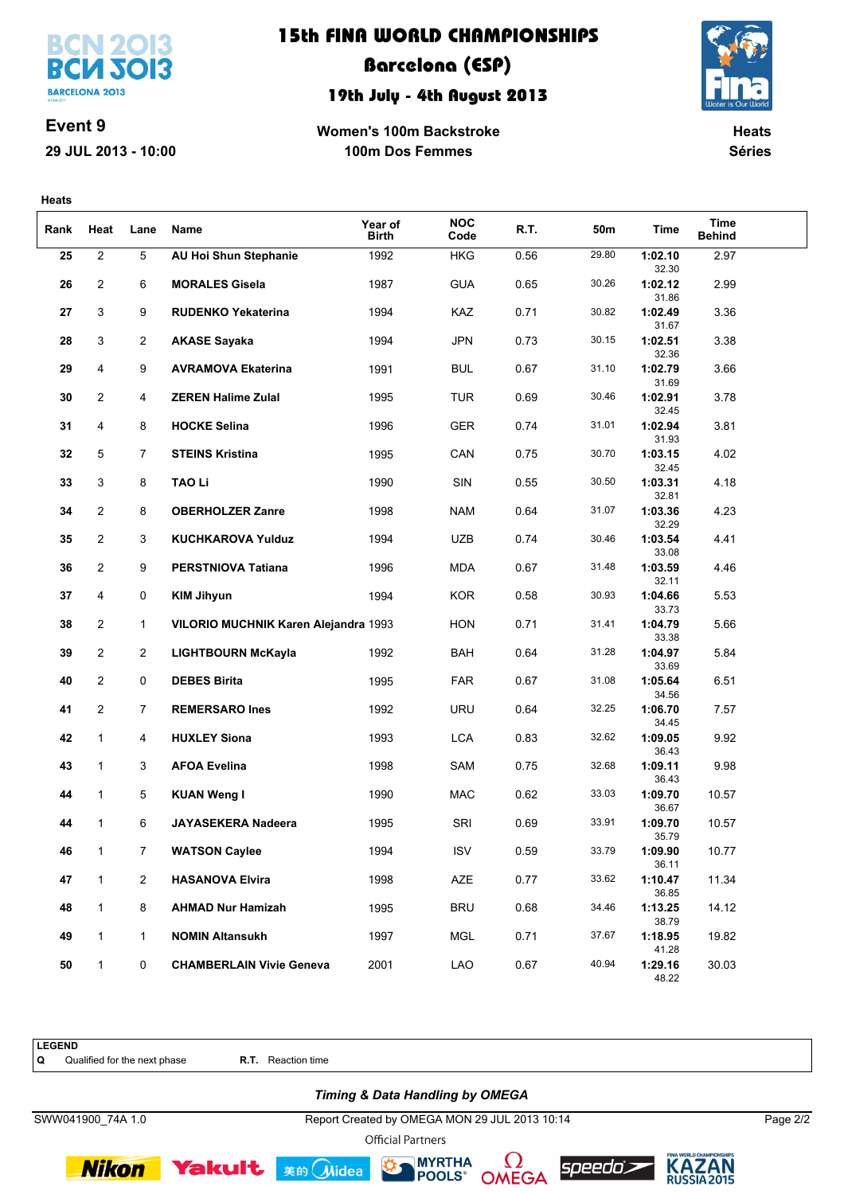# 15th FINA WORLD CHAMPIONSHIPS

## Barcelona (ESP)

### 19th July - 4th August 2013

**Event 9**

**29 JUL 2013 - 10:00**

**Women's 100m Backstroke**
**100m Dos Femmes**

**Heats**
**Séries**

**Heats**

| Rank | Heat | Lane | Name | Year of Birth | NOC Code | R.T. | 50m | Time | Time Behind |
|---|---|---|---|---|---|---|---|---|---|
| 25 | 2 | 5 | **AU Hoi Shun Stephanie** | 1992 | HKG | 0.56 | 29.80 | **1:02.10** 32.30 | 2.97 |
| 26 | 2 | 6 | **MORALES Gisela** | 1987 | GUA | 0.65 | 30.26 | **1:02.12** 31.86 | 2.99 |
| 27 | 3 | 9 | **RUDENKO Yekaterina** | 1994 | KAZ | 0.71 | 30.82 | **1:02.49** 31.67 | 3.36 |
| 28 | 3 | 2 | **AKASE Sayaka** | 1994 | JPN | 0.73 | 30.15 | **1:02.51** 32.36 | 3.38 |
| 29 | 4 | 9 | **AVRAMOVA Ekaterina** | 1991 | BUL | 0.67 | 31.10 | **1:02.79** 31.69 | 3.66 |
| 30 | 2 | 4 | **ZEREN Halime Zulal** | 1995 | TUR | 0.69 | 30.46 | **1:02.91** 32.45 | 3.78 |
| 31 | 4 | 8 | **HOCKE Selina** | 1996 | GER | 0.74 | 31.01 | **1:02.94** 31.93 | 3.81 |
| 32 | 5 | 7 | **STEINS Kristina** | 1995 | CAN | 0.75 | 30.70 | **1:03.15** 32.45 | 4.02 |
| 33 | 3 | 8 | **TAO Li** | 1990 | SIN | 0.55 | 30.50 | **1:03.31** 32.81 | 4.18 |
| 34 | 2 | 8 | **OBERHOLZER Zanre** | 1998 | NAM | 0.64 | 31.07 | **1:03.36** 32.29 | 4.23 |
| 35 | 2 | 3 | **KUCHKAROVA Yulduz** | 1994 | UZB | 0.74 | 30.46 | **1:03.54** 33.08 | 4.41 |
| 36 | 2 | 9 | **PERSTNIOVA Tatiana** | 1996 | MDA | 0.67 | 31.48 | **1:03.59** 32.11 | 4.46 |
| 37 | 4 | 0 | **KIM Jihyun** | 1994 | KOR | 0.58 | 30.93 | **1:04.66** 33.73 | 5.53 |
| 38 | 2 | 1 | **VILORIO MUCHNIK Karen Alejandra** | 1993 | HON | 0.71 | 31.41 | **1:04.79** 33.38 | 5.66 |
| 39 | 2 | 2 | **LIGHTBOURN McKayla** | 1992 | BAH | 0.64 | 31.28 | **1:04.97** 33.69 | 5.84 |
| 40 | 2 | 0 | **DEBES Birita** | 1995 | FAR | 0.67 | 31.08 | **1:05.64** 34.56 | 6.51 |
| 41 | 2 | 7 | **REMERSARO Ines** | 1992 | URU | 0.64 | 32.25 | **1:06.70** 34.45 | 7.57 |
| 42 | 1 | 4 | **HUXLEY Siona** | 1993 | LCA | 0.83 | 32.62 | **1:09.05** 36.43 | 9.92 |
| 43 | 1 | 3 | **AFOA Evelina** | 1998 | SAM | 0.75 | 32.68 | **1:09.11** 36.43 | 9.98 |
| 44 | 1 | 5 | **KUAN Weng I** | 1990 | MAC | 0.62 | 33.03 | **1:09.70** 36.67 | 10.57 |
| 44 | 1 | 6 | **JAYASEKERA Nadeera** | 1995 | SRI | 0.69 | 33.91 | **1:09.70** 35.79 | 10.57 |
| 46 | 1 | 7 | **WATSON Caylee** | 1994 | ISV | 0.59 | 33.79 | **1:09.90** 36.11 | 10.77 |
| 47 | 1 | 2 | **HASANOVA Elvira** | 1998 | AZE | 0.77 | 33.62 | **1:10.47** 36.85 | 11.34 |
| 48 | 1 | 8 | **AHMAD Nur Hamizah** | 1995 | BRU | 0.68 | 34.46 | **1:13.25** 38.79 | 14.12 |
| 49 | 1 | 1 | **NOMIN Altansukh** | 1997 | MGL | 0.71 | 37.67 | **1:18.95** 41.28 | 19.82 |
| 50 | 1 | 0 | **CHAMBERLAIN Vivie Geneva** | 2001 | LAO | 0.67 | 40.94 | **1:29.16** 48.22 | 30.03 |

**LEGEND**

**Q** Qualified for the next phase **R.T.** Reaction time

***Timing & Data Handling by OMEGA***

SWW041900_74A 1.0 Report Created by OMEGA MON 29 JUL 2013 10:14

Official Partners